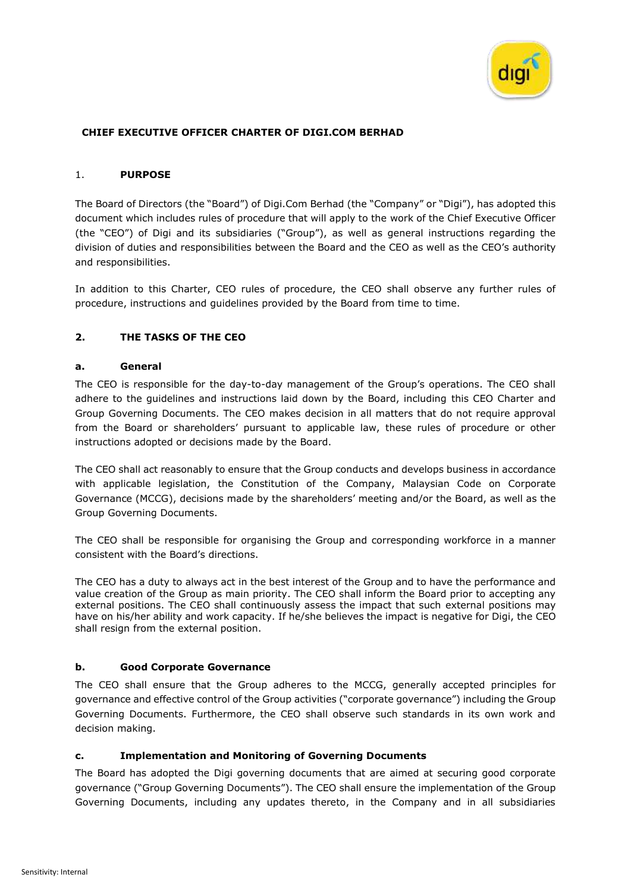# CHIEF EXECUTIVE OFFICER CHARTER OF DIGI.COM BERHAD

## 1. PURPOSE

The Board of Directors (the "Board") of Digi.Com Berhad (the "Company" or "Digi"), has adopted this document which includes rules of procedure that will apply to the work of the Chief Executive Officer (the "CEO") of Digi and its subsidiaries ("Group"), as well as general instructions regarding the division of duties and responsibilities between the Board and the CEO as well as the CEO's authority and responsibilities.

In addition to this Charter, CEO rules of procedure, the CEO shall observe any further rules of procedure, instructions and guidelines provided by the Board from time to time.

## 2. THE TASKS OF THE CEO

### a. General

The CEO is responsible for the day-to-day management of the Group's operations. The CEO shall adhere to the guidelines and instructions laid down by the Board, including this CEO Charter and Group Governing Documents. The CEO makes decision in all matters that do not require approval from the Board or shareholders' pursuant to applicable law, these rules of procedure or other instructions adopted or decisions made by the Board.

The CEO shall act reasonably to ensure that the Group conducts and develops business in accordance with applicable legislation, the Constitution of the Company, Malaysian Code on Corporate Governance (MCCG), decisions made by the shareholders' meeting and/or the Board, as well as the Group Governing Documents.

The CEO shall be responsible for organising the Group and corresponding workforce in a manner consistent with the Board's directions.

The CEO has a duty to always act in the best interest of the Group and to have the performance and value creation of the Group as main priority. The CEO shall inform the Board prior to accepting any external positions. The CEO shall continuously assess the impact that such external positions may have on his/her ability and work capacity. If he/she believes the impact is negative for Digi, the CEO shall resign from the external position.

### b. Good Corporate Governance

The CEO shall ensure that the Group adheres to the MCCG, generally accepted principles for governance and effective control of the Group activities ("corporate governance") including the Group Governing Documents. Furthermore, the CEO shall observe such standards in its own work and decision making.

### c. Implementation and Monitoring of Governing Documents

The Board has adopted the Digi governing documents that are aimed at securing good corporate governance ("Group Governing Documents"). The CEO shall ensure the implementation of the Group Governing Documents, including any updates thereto, in the Company and in all subsidiaries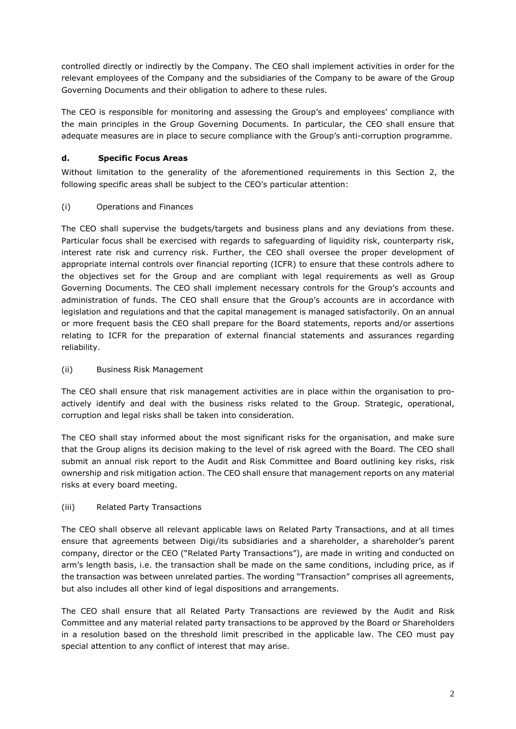controlled directly or indirectly by the Company. The CEO shall implement activities in order for the relevant employees of the Company and the subsidiaries of the Company to be aware of the Group Governing Documents and their obligation to adhere to these rules.

The CEO is responsible for monitoring and assessing the Group's and employees' compliance with the main principles in the Group Governing Documents. In particular, the CEO shall ensure that adequate measures are in place to secure compliance with the Group's anti-corruption programme.

### d. Specific Focus Areas

Without limitation to the generality of the aforementioned requirements in this Section 2, the following specific areas shall be subject to the CEO's particular attention:

(i) Operations and Finances

The CEO shall supervise the budgets/targets and business plans and any deviations from these. Particular focus shall be exercised with regards to safeguarding of liquidity risk, counterparty risk, interest rate risk and currency risk. Further, the CEO shall oversee the proper development of appropriate internal controls over financial reporting (ICFR) to ensure that these controls adhere to the objectives set for the Group and are compliant with legal requirements as well as Group Governing Documents. The CEO shall implement necessary controls for the Group's accounts and administration of funds. The CEO shall ensure that the Group's accounts are in accordance with legislation and regulations and that the capital management is managed satisfactorily. On an annual or more frequent basis the CEO shall prepare for the Board statements, reports and/or assertions relating to ICFR for the preparation of external financial statements and assurances regarding reliability.

(ii) Business Risk Management

The CEO shall ensure that risk management activities are in place within the organisation to pro-actively identify and deal with the business risks related to the Group. Strategic, operational, corruption and legal risks shall be taken into consideration.

The CEO shall stay informed about the most significant risks for the organisation, and make sure that the Group aligns its decision making to the level of risk agreed with the Board. The CEO shall submit an annual risk report to the Audit and Risk Committee and Board outlining key risks, risk ownership and risk mitigation action. The CEO shall ensure that management reports on any material risks at every board meeting.

(iii) Related Party Transactions

The CEO shall observe all relevant applicable laws on Related Party Transactions, and at all times ensure that agreements between Digi/its subsidiaries and a shareholder, a shareholder's parent company, director or the CEO ("Related Party Transactions"), are made in writing and conducted on arm's length basis, i.e. the transaction shall be made on the same conditions, including price, as if the transaction was between unrelated parties. The wording "Transaction" comprises all agreements, but also includes all other kind of legal dispositions and arrangements.

The CEO shall ensure that all Related Party Transactions are reviewed by the Audit and Risk Committee and any material related party transactions to be approved by the Board or Shareholders in a resolution based on the threshold limit prescribed in the applicable law. The CEO must pay special attention to any conflict of interest that may arise.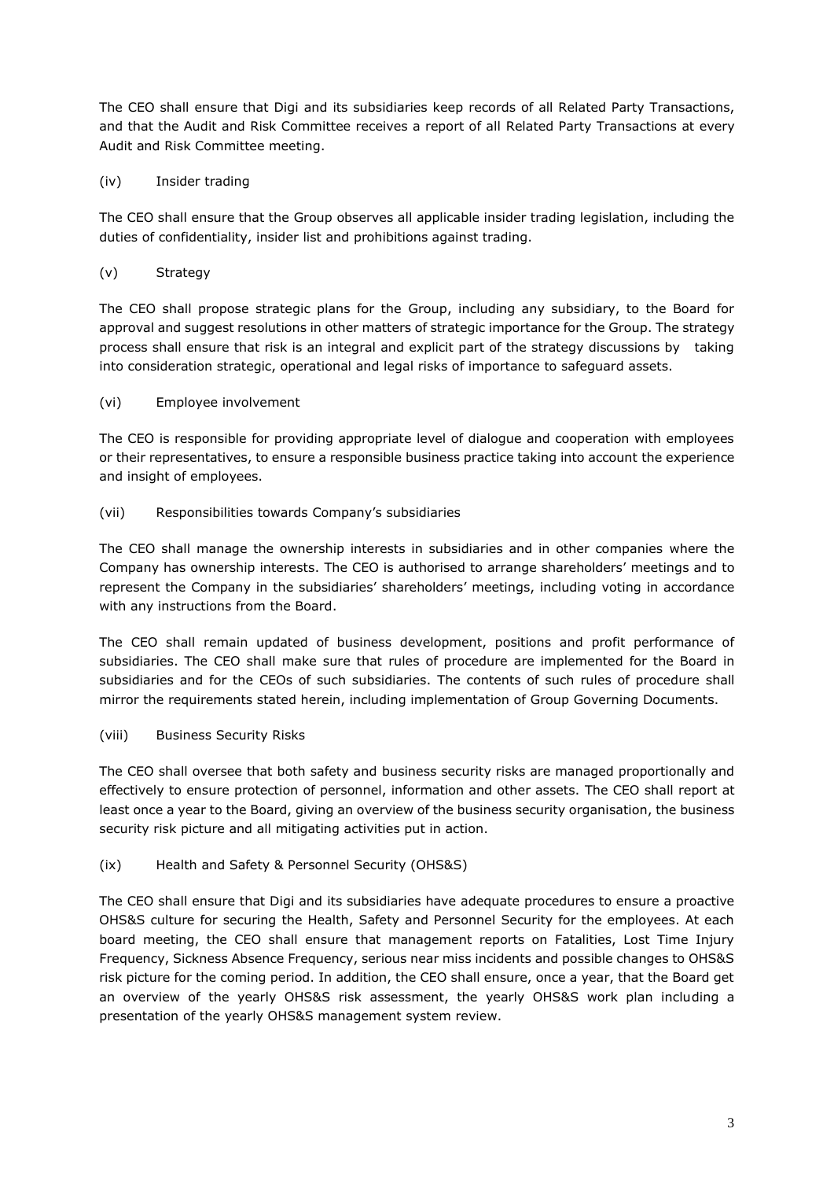The CEO shall ensure that Digi and its subsidiaries keep records of all Related Party Transactions, and that the Audit and Risk Committee receives a report of all Related Party Transactions at every Audit and Risk Committee meeting.

(iv) Insider trading

The CEO shall ensure that the Group observes all applicable insider trading legislation, including the duties of confidentiality, insider list and prohibitions against trading.

(v) Strategy

The CEO shall propose strategic plans for the Group, including any subsidiary, to the Board for approval and suggest resolutions in other matters of strategic importance for the Group. The strategy process shall ensure that risk is an integral and explicit part of the strategy discussions by taking into consideration strategic, operational and legal risks of importance to safeguard assets.

(vi) Employee involvement

The CEO is responsible for providing appropriate level of dialogue and cooperation with employees or their representatives, to ensure a responsible business practice taking into account the experience and insight of employees.

(vii) Responsibilities towards Company's subsidiaries

The CEO shall manage the ownership interests in subsidiaries and in other companies where the Company has ownership interests. The CEO is authorised to arrange shareholders' meetings and to represent the Company in the subsidiaries' shareholders' meetings, including voting in accordance with any instructions from the Board.

The CEO shall remain updated of business development, positions and profit performance of subsidiaries. The CEO shall make sure that rules of procedure are implemented for the Board in subsidiaries and for the CEOs of such subsidiaries. The contents of such rules of procedure shall mirror the requirements stated herein, including implementation of Group Governing Documents.

(viii) Business Security Risks

The CEO shall oversee that both safety and business security risks are managed proportionally and effectively to ensure protection of personnel, information and other assets. The CEO shall report at least once a year to the Board, giving an overview of the business security organisation, the business security risk picture and all mitigating activities put in action.

(ix) Health and Safety & Personnel Security (OHS&S)

The CEO shall ensure that Digi and its subsidiaries have adequate procedures to ensure a proactive OHS&S culture for securing the Health, Safety and Personnel Security for the employees. At each board meeting, the CEO shall ensure that management reports on Fatalities, Lost Time Injury Frequency, Sickness Absence Frequency, serious near miss incidents and possible changes to OHS&S risk picture for the coming period. In addition, the CEO shall ensure, once a year, that the Board get an overview of the yearly OHS&S risk assessment, the yearly OHS&S work plan including a presentation of the yearly OHS&S management system review.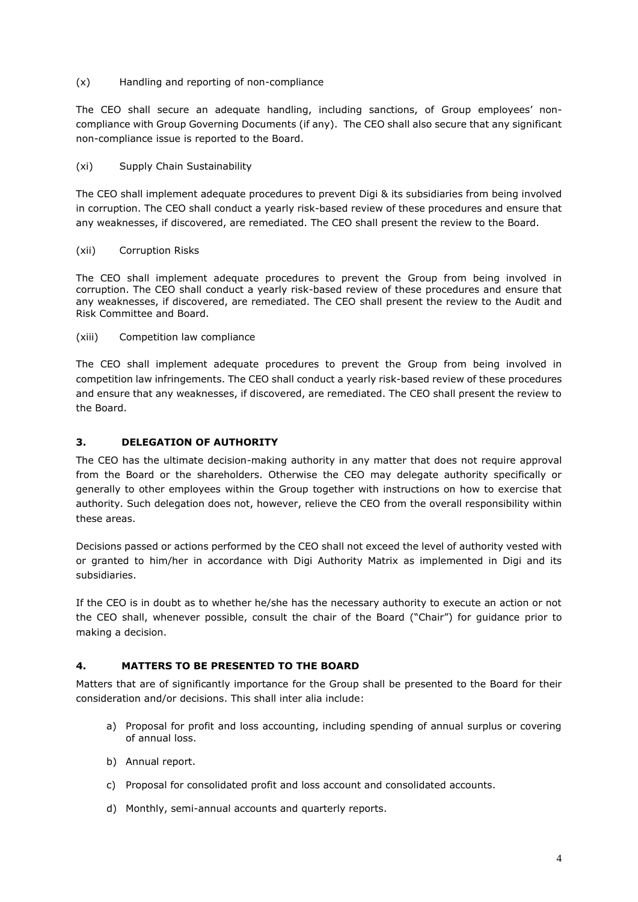(x) Handling and reporting of non-compliance

The CEO shall secure an adequate handling, including sanctions, of Group employees' non-compliance with Group Governing Documents (if any). The CEO shall also secure that any significant non-compliance issue is reported to the Board.

(xi) Supply Chain Sustainability

The CEO shall implement adequate procedures to prevent Digi & its subsidiaries from being involved in corruption. The CEO shall conduct a yearly risk-based review of these procedures and ensure that any weaknesses, if discovered, are remediated. The CEO shall present the review to the Board.

(xii) Corruption Risks

The CEO shall implement adequate procedures to prevent the Group from being involved in corruption. The CEO shall conduct a yearly risk-based review of these procedures and ensure that any weaknesses, if discovered, are remediated. The CEO shall present the review to the Audit and Risk Committee and Board.

(xiii) Competition law compliance

The CEO shall implement adequate procedures to prevent the Group from being involved in competition law infringements. The CEO shall conduct a yearly risk-based review of these procedures and ensure that any weaknesses, if discovered, are remediated. The CEO shall present the review to the Board.

## 3. DELEGATION OF AUTHORITY

The CEO has the ultimate decision-making authority in any matter that does not require approval from the Board or the shareholders. Otherwise the CEO may delegate authority specifically or generally to other employees within the Group together with instructions on how to exercise that authority. Such delegation does not, however, relieve the CEO from the overall responsibility within these areas.

Decisions passed or actions performed by the CEO shall not exceed the level of authority vested with or granted to him/her in accordance with Digi Authority Matrix as implemented in Digi and its subsidiaries.

If the CEO is in doubt as to whether he/she has the necessary authority to execute an action or not the CEO shall, whenever possible, consult the chair of the Board ("Chair") for guidance prior to making a decision.

## 4. MATTERS TO BE PRESENTED TO THE BOARD

Matters that are of significantly importance for the Group shall be presented to the Board for their consideration and/or decisions. This shall inter alia include:

a) Proposal for profit and loss accounting, including spending of annual surplus or covering of annual loss.

b) Annual report.

c) Proposal for consolidated profit and loss account and consolidated accounts.

d) Monthly, semi-annual accounts and quarterly reports.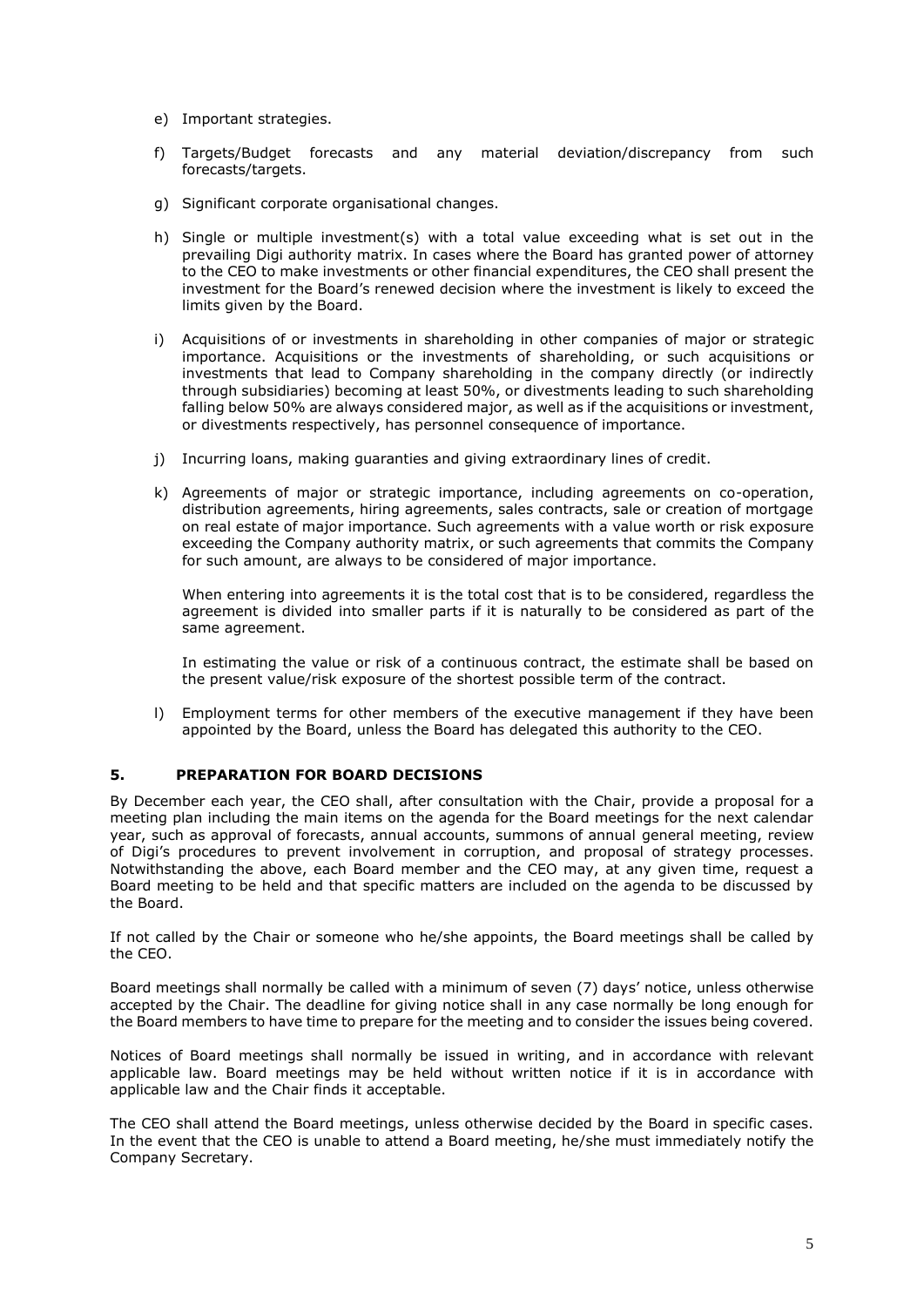e) Important strategies.

f) Targets/Budget forecasts and any material deviation/discrepancy from such forecasts/targets.

g) Significant corporate organisational changes.

h) Single or multiple investment(s) with a total value exceeding what is set out in the prevailing Digi authority matrix. In cases where the Board has granted power of attorney to the CEO to make investments or other financial expenditures, the CEO shall present the investment for the Board's renewed decision where the investment is likely to exceed the limits given by the Board.

i) Acquisitions of or investments in shareholding in other companies of major or strategic importance. Acquisitions or the investments of shareholding, or such acquisitions or investments that lead to Company shareholding in the company directly (or indirectly through subsidiaries) becoming at least 50%, or divestments leading to such shareholding falling below 50% are always considered major, as well as if the acquisitions or investment, or divestments respectively, has personnel consequence of importance.

j) Incurring loans, making guaranties and giving extraordinary lines of credit.

k) Agreements of major or strategic importance, including agreements on co-operation, distribution agreements, hiring agreements, sales contracts, sale or creation of mortgage on real estate of major importance. Such agreements with a value worth or risk exposure exceeding the Company authority matrix, or such agreements that commits the Company for such amount, are always to be considered of major importance.

   When entering into agreements it is the total cost that is to be considered, regardless the agreement is divided into smaller parts if it is naturally to be considered as part of the same agreement.

   In estimating the value or risk of a continuous contract, the estimate shall be based on the present value/risk exposure of the shortest possible term of the contract.

l) Employment terms for other members of the executive management if they have been appointed by the Board, unless the Board has delegated this authority to the CEO.

## 5. PREPARATION FOR BOARD DECISIONS

By December each year, the CEO shall, after consultation with the Chair, provide a proposal for a meeting plan including the main items on the agenda for the Board meetings for the next calendar year, such as approval of forecasts, annual accounts, summons of annual general meeting, review of Digi's procedures to prevent involvement in corruption, and proposal of strategy processes. Notwithstanding the above, each Board member and the CEO may, at any given time, request a Board meeting to be held and that specific matters are included on the agenda to be discussed by the Board.

If not called by the Chair or someone who he/she appoints, the Board meetings shall be called by the CEO.

Board meetings shall normally be called with a minimum of seven (7) days' notice, unless otherwise accepted by the Chair. The deadline for giving notice shall in any case normally be long enough for the Board members to have time to prepare for the meeting and to consider the issues being covered.

Notices of Board meetings shall normally be issued in writing, and in accordance with relevant applicable law. Board meetings may be held without written notice if it is in accordance with applicable law and the Chair finds it acceptable.

The CEO shall attend the Board meetings, unless otherwise decided by the Board in specific cases. In the event that the CEO is unable to attend a Board meeting, he/she must immediately notify the Company Secretary.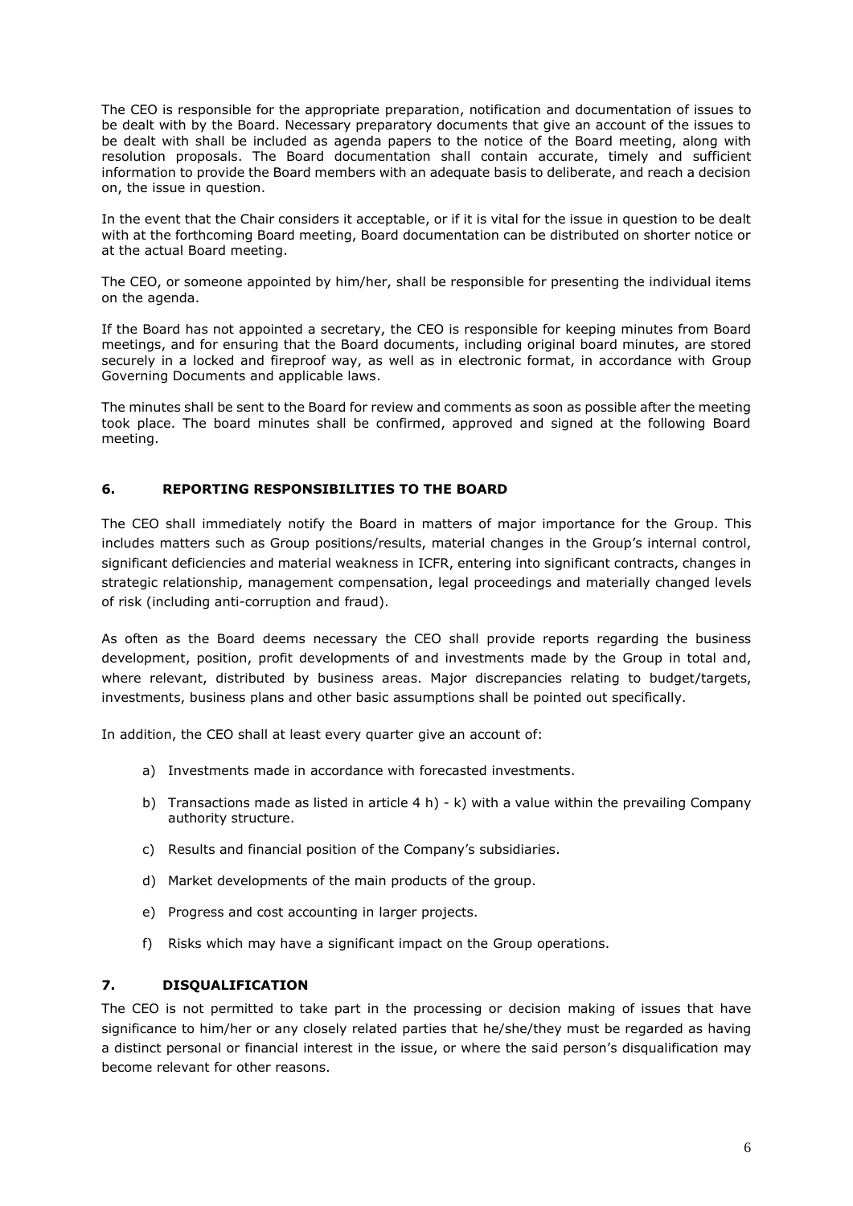The CEO is responsible for the appropriate preparation, notification and documentation of issues to be dealt with by the Board. Necessary preparatory documents that give an account of the issues to be dealt with shall be included as agenda papers to the notice of the Board meeting, along with resolution proposals. The Board documentation shall contain accurate, timely and sufficient information to provide the Board members with an adequate basis to deliberate, and reach a decision on, the issue in question.

In the event that the Chair considers it acceptable, or if it is vital for the issue in question to be dealt with at the forthcoming Board meeting, Board documentation can be distributed on shorter notice or at the actual Board meeting.

The CEO, or someone appointed by him/her, shall be responsible for presenting the individual items on the agenda.

If the Board has not appointed a secretary, the CEO is responsible for keeping minutes from Board meetings, and for ensuring that the Board documents, including original board minutes, are stored securely in a locked and fireproof way, as well as in electronic format, in accordance with Group Governing Documents and applicable laws.

The minutes shall be sent to the Board for review and comments as soon as possible after the meeting took place. The board minutes shall be confirmed, approved and signed at the following Board meeting.

## 6. REPORTING RESPONSIBILITIES TO THE BOARD

The CEO shall immediately notify the Board in matters of major importance for the Group. This includes matters such as Group positions/results, material changes in the Group's internal control, significant deficiencies and material weakness in ICFR, entering into significant contracts, changes in strategic relationship, management compensation, legal proceedings and materially changed levels of risk (including anti-corruption and fraud).

As often as the Board deems necessary the CEO shall provide reports regarding the business development, position, profit developments of and investments made by the Group in total and, where relevant, distributed by business areas. Major discrepancies relating to budget/targets, investments, business plans and other basic assumptions shall be pointed out specifically.

In addition, the CEO shall at least every quarter give an account of:

a) Investments made in accordance with forecasted investments.

b) Transactions made as listed in article 4 h) - k) with a value within the prevailing Company authority structure.

c) Results and financial position of the Company's subsidiaries.

d) Market developments of the main products of the group.

e) Progress and cost accounting in larger projects.

f) Risks which may have a significant impact on the Group operations.

## 7. DISQUALIFICATION

The CEO is not permitted to take part in the processing or decision making of issues that have significance to him/her or any closely related parties that he/she/they must be regarded as having a distinct personal or financial interest in the issue, or where the said person's disqualification may become relevant for other reasons.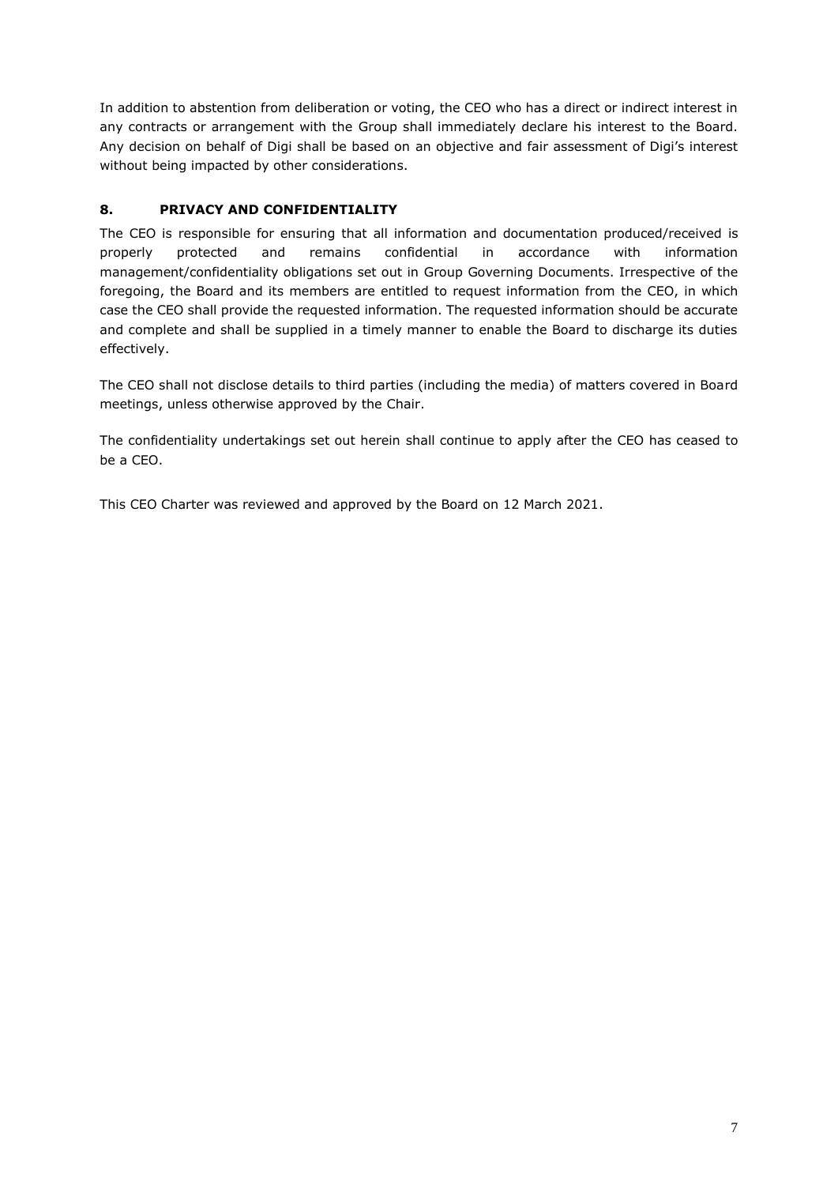In addition to abstention from deliberation or voting, the CEO who has a direct or indirect interest in any contracts or arrangement with the Group shall immediately declare his interest to the Board. Any decision on behalf of Digi shall be based on an objective and fair assessment of Digi's interest without being impacted by other considerations.

## 8. PRIVACY AND CONFIDENTIALITY

The CEO is responsible for ensuring that all information and documentation produced/received is properly protected and remains confidential in accordance with information management/confidentiality obligations set out in Group Governing Documents. Irrespective of the foregoing, the Board and its members are entitled to request information from the CEO, in which case the CEO shall provide the requested information. The requested information should be accurate and complete and shall be supplied in a timely manner to enable the Board to discharge its duties effectively.

The CEO shall not disclose details to third parties (including the media) of matters covered in Board meetings, unless otherwise approved by the Chair.

The confidentiality undertakings set out herein shall continue to apply after the CEO has ceased to be a CEO.

This CEO Charter was reviewed and approved by the Board on 12 March 2021.